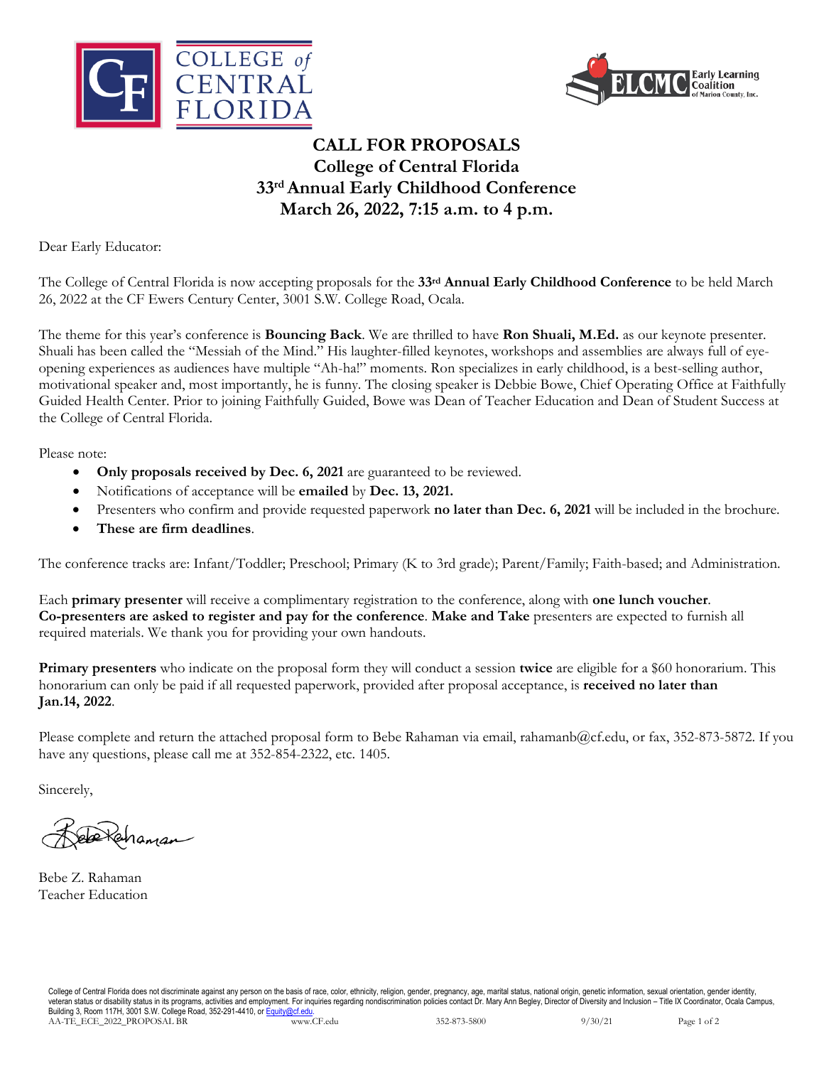# CALL FOR PROPOSALS
## College of Central Florida
## 33rd Annual Early Childhood Conference
## March 26, 2022, 7:15 a.m. to 4 p.m.

Dear Early Educator:

The College of Central Florida is now accepting proposals for the **33rd Annual Early Childhood Conference** to be held March 26, 2022 at the CF Ewers Century Center, 3001 S.W. College Road, Ocala.

The theme for this year's conference is **Bouncing Back**. We are thrilled to have **Ron Shuali, M.Ed.** as our keynote presenter. Shuali has been called the "Messiah of the Mind." His laughter-filled keynotes, workshops and assemblies are always full of eye-opening experiences as audiences have multiple "Ah-ha!" moments. Ron specializes in early childhood, is a best-selling author, motivational speaker and, most importantly, he is funny. The closing speaker is Debbie Bowe, Chief Operating Office at Faithfully Guided Health Center. Prior to joining Faithfully Guided, Bowe was Dean of Teacher Education and Dean of Student Success at the College of Central Florida.

Please note:

- **Only proposals received by Dec. 6, 2021** are guaranteed to be reviewed.
- Notifications of acceptance will be **emailed** by **Dec. 13, 2021.**
- Presenters who confirm and provide requested paperwork **no later than Dec. 6, 2021** will be included in the brochure.
- **These are firm deadlines**.

The conference tracks are: Infant/Toddler; Preschool; Primary (K to 3rd grade); Parent/Family; Faith-based; and Administration.

Each **primary presenter** will receive a complimentary registration to the conference, along with **one lunch voucher**. **Co-presenters are asked to register and pay for the conference**. **Make and Take** presenters are expected to furnish all required materials. We thank you for providing your own handouts.

**Primary presenters** who indicate on the proposal form they will conduct a session **twice** are eligible for a $60 honorarium. This honorarium can only be paid if all requested paperwork, provided after proposal acceptance, is **received no later than Jan.14, 2022**.

Please complete and return the attached proposal form to Bebe Rahaman via email, rahamanb@cf.edu, or fax, 352-873-5872. If you have any questions, please call me at 352-854-2322, etc. 1405.

Sincerely,

Bebe Z. Rahaman
Teacher Education

College of Central Florida does not discriminate against any person on the basis of race, color, ethnicity, religion, gender, pregnancy, age, marital status, national origin, genetic information, sexual orientation, gender identity, veteran status or disability status in its programs, activities and employment. For inquiries regarding nondiscrimination policies contact Dr. Mary Ann Begley, Director of Diversity and Inclusion – Title IX Coordinator, Ocala Campus, Building 3, Room 117H, 3001 S.W. College Road, 352-291-4410, or Equity@cf.edu.

AA-TE_ECE_2022_PROPOSAL BR www.CF.edu 352-873-5800 9/30/21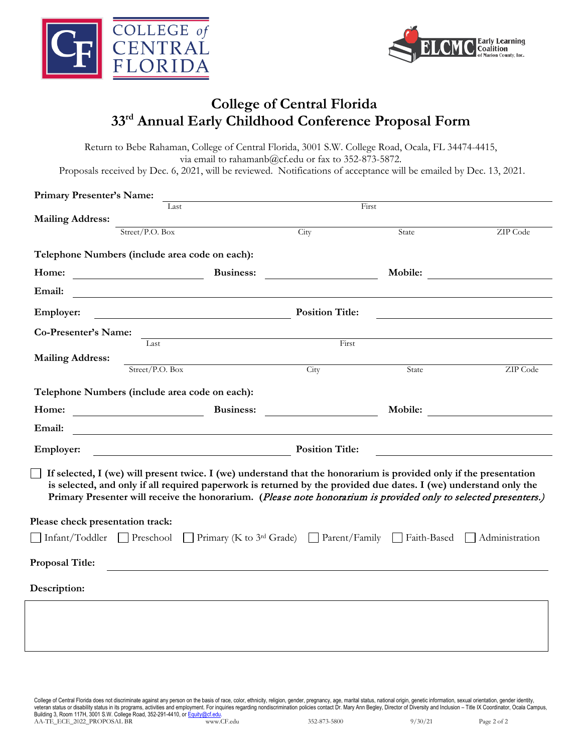# College of Central Florida
# 33rd Annual Early Childhood Conference Proposal Form

Return to Bebe Rahaman, College of Central Florida, 3001 S.W. College Road, Ocala, FL 34474-4415, via email to rahamanb@cf.edu or fax to 352-873-5872.
Proposals received by Dec. 6, 2021, will be reviewed. Notifications of acceptance will be emailed by Dec. 13, 2021.

**Primary Presenter's Name:** ______________________________
Last First

**Mailing Address:** ______________________________
Street/P.O. Box City State ZIP Code

**Telephone Numbers (include area code on each):**

**Home:** __________ **Business:** __________ **Mobile:** __________

**Email:** ______________________________

**Employer:** __________ **Position Title:** __________

**Co-Presenter's Name:** ______________________________
Last First

**Mailing Address:** ______________________________
Street/P.O. Box City State ZIP Code

**Telephone Numbers (include area code on each):**

**Home:** __________ **Business:** __________ **Mobile:** __________

**Email:** ______________________________

**Employer:** __________ **Position Title:** __________

☐ **If selected, I (we) will present twice. I (we) understand that the honorarium is provided only if the presentation is selected, and only if all required paperwork is returned by the provided due dates. I (we) understand only the Primary Presenter will receive the honorarium.** (*Please note honorarium is provided only to selected presenters.)*

**Please check presentation track:**

☐ Infant/Toddler ☐ Preschool ☐ Primary (K to 3rd Grade) ☐ Parent/Family ☐ Faith-Based ☐ Administration

**Proposal Title:** ______________________________

**Description:**

College of Central Florida does not discriminate against any person on the basis of race, color, ethnicity, religion, gender, pregnancy, age, marital status, national origin, genetic information, sexual orientation, gender identity, veteran status or disability status in its programs, activities and employment. For inquiries regarding nondiscrimination policies contact Dr. Mary Ann Begley, Director of Diversity and Inclusion – Title IX Coordinator, Ocala Campus, Building 3, Room 117H, 3001 S.W. College Road, 352-291-4410, or Equity@cf.edu.

AA-TE_ECE_2022_PROPOSAL BR www.CF.edu 352-873-5800 9/30/21